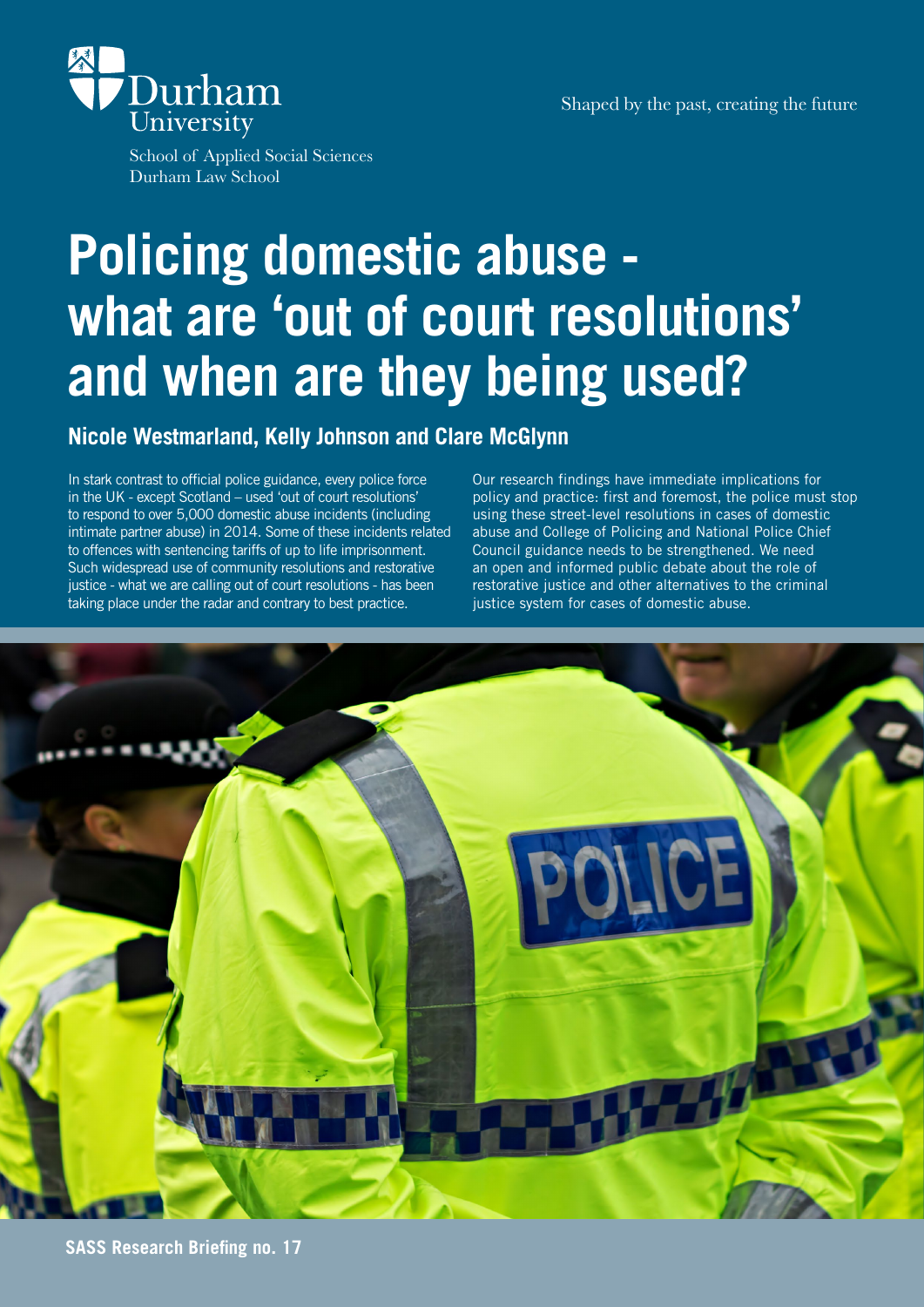Durham University

School of Applied Social Sciences
Durham Law School

Shaped by the past, creating the future

# Policing domestic abuse - what are 'out of court resolutions' and when are they being used?

## Nicole Westmarland, Kelly Johnson and Clare McGlynn

In stark contrast to official police guidance, every police force in the UK - except Scotland – used 'out of court resolutions' to respond to over 5,000 domestic abuse incidents (including intimate partner abuse) in 2014. Some of these incidents related to offences with sentencing tariffs of up to life imprisonment. Such widespread use of community resolutions and restorative justice - what we are calling out of court resolutions - has been taking place under the radar and contrary to best practice.

Our research findings have immediate implications for policy and practice: first and foremost, the police must stop using these street-level resolutions in cases of domestic abuse and College of Policing and National Police Chief Council guidance needs to be strengthened. We need an open and informed public debate about the role of restorative justice and other alternatives to the criminal justice system for cases of domestic abuse.

**SASS Research Briefing no. 17**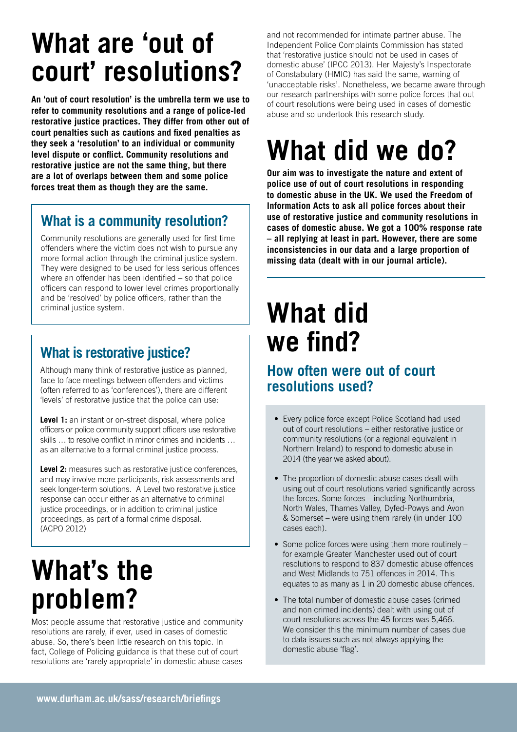# What are 'out of court' resolutions?

**An 'out of court resolution' is the umbrella term we use to refer to community resolutions and a range of police-led restorative justice practices. They differ from other out of court penalties such as cautions and fixed penalties as they seek a 'resolution' to an individual or community level dispute or conflict. Community resolutions and restorative justice are not the same thing, but there are a lot of overlaps between them and some police forces treat them as though they are the same.**

## What is a community resolution?

Community resolutions are generally used for first time offenders where the victim does not wish to pursue any more formal action through the criminal justice system. They were designed to be used for less serious offences where an offender has been identified – so that police officers can respond to lower level crimes proportionally and be 'resolved' by police officers, rather than the criminal justice system.

## What is restorative justice?

Although many think of restorative justice as planned, face to face meetings between offenders and victims (often referred to as 'conferences'), there are different 'levels' of restorative justice that the police can use:

**Level 1:** an instant or on-street disposal, where police officers or police community support officers use restorative skills … to resolve conflict in minor crimes and incidents … as an alternative to a formal criminal justice process.

**Level 2:** measures such as restorative justice conferences, and may involve more participants, risk assessments and seek longer-term solutions. A Level two restorative justice response can occur either as an alternative to criminal justice proceedings, or in addition to criminal justice proceedings, as part of a formal crime disposal. (ACPO 2012)

# What's the problem?

Most people assume that restorative justice and community resolutions are rarely, if ever, used in cases of domestic abuse. So, there's been little research on this topic. In fact, College of Policing guidance is that these out of court resolutions are 'rarely appropriate' in domestic abuse cases and not recommended for intimate partner abuse. The Independent Police Complaints Commission has stated that 'restorative justice should not be used in cases of domestic abuse' (IPCC 2013). Her Majesty's Inspectorate of Constabulary (HMIC) has said the same, warning of 'unacceptable risks'. Nonetheless, we became aware through our research partnerships with some police forces that out of court resolutions were being used in cases of domestic abuse and so undertook this research study.

# What did we do?

**Our aim was to investigate the nature and extent of police use of out of court resolutions in responding to domestic abuse in the UK. We used the Freedom of Information Acts to ask all police forces about their use of restorative justice and community resolutions in cases of domestic abuse. We got a 100% response rate – all replying at least in part. However, there are some inconsistencies in our data and a large proportion of missing data (dealt with in our journal article).**

# What did we find?

## How often were out of court resolutions used?

- Every police force except Police Scotland had used out of court resolutions – either restorative justice or community resolutions (or a regional equivalent in Northern Ireland) to respond to domestic abuse in 2014 (the year we asked about).
- The proportion of domestic abuse cases dealt with using out of court resolutions varied significantly across the forces. Some forces – including Northumbria, North Wales, Thames Valley, Dyfed-Powys and Avon & Somerset – were using them rarely (in under 100 cases each).
- Some police forces were using them more routinely – for example Greater Manchester used out of court resolutions to respond to 837 domestic abuse offences and West Midlands to 751 offences in 2014. This equates to as many as 1 in 20 domestic abuse offences.
- The total number of domestic abuse cases (crimed and non crimed incidents) dealt with using out of court resolutions across the 45 forces was 5,466. We consider this the minimum number of cases due to data issues such as not always applying the domestic abuse 'flag'.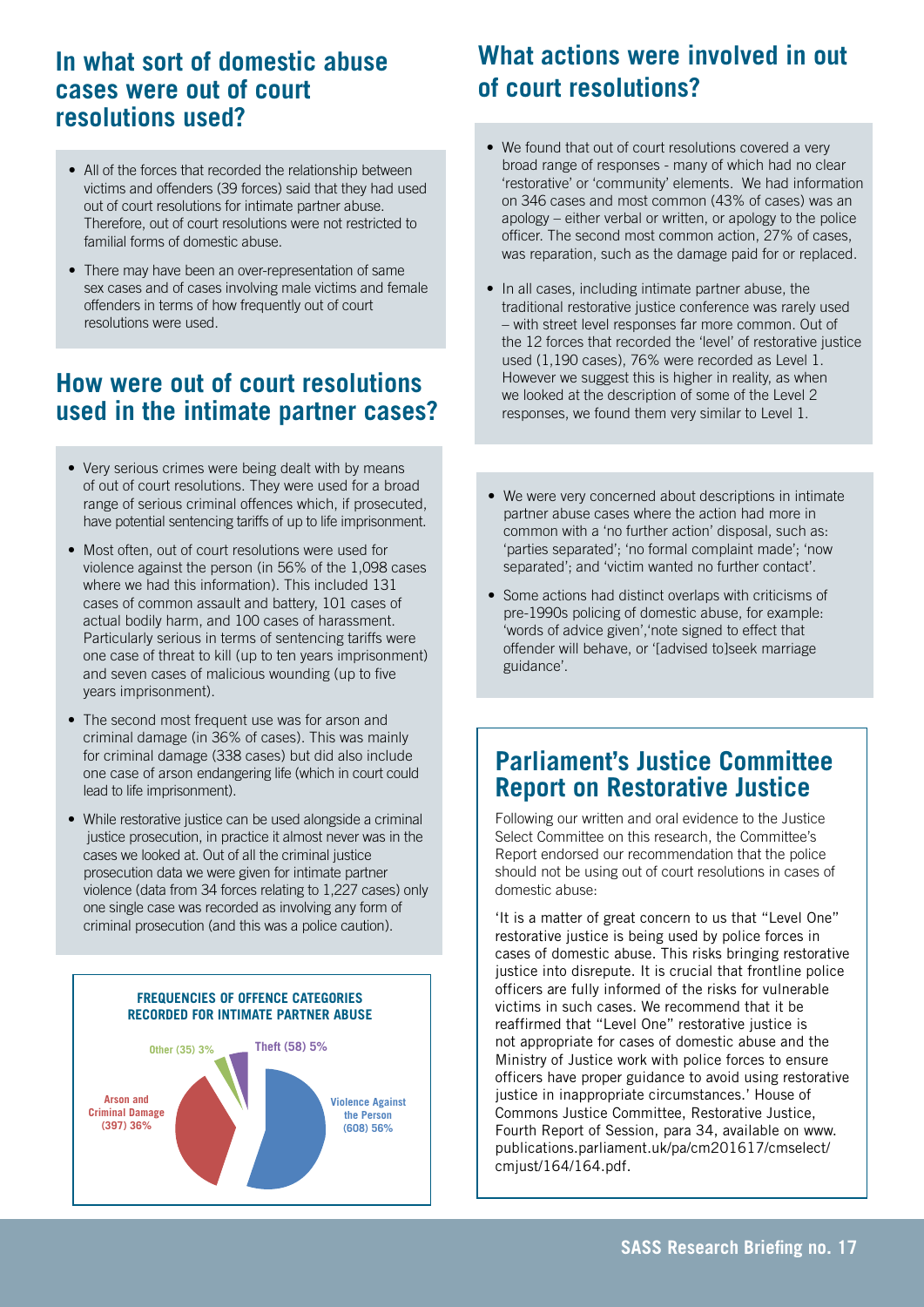## In what sort of domestic abuse cases were out of court resolutions used?

- All of the forces that recorded the relationship between victims and offenders (39 forces) said that they had used out of court resolutions for intimate partner abuse. Therefore, out of court resolutions were not restricted to familial forms of domestic abuse.
- There may have been an over-representation of same sex cases and of cases involving male victims and female offenders in terms of how frequently out of court resolutions were used.

## How were out of court resolutions used in the intimate partner cases?

- Very serious crimes were being dealt with by means of out of court resolutions. They were used for a broad range of serious criminal offences which, if prosecuted, have potential sentencing tariffs of up to life imprisonment.
- Most often, out of court resolutions were used for violence against the person (in 56% of the 1,098 cases where we had this information). This included 131 cases of common assault and battery, 101 cases of actual bodily harm, and 100 cases of harassment. Particularly serious in terms of sentencing tariffs were one case of threat to kill (up to ten years imprisonment) and seven cases of malicious wounding (up to five years imprisonment).
- The second most frequent use was for arson and criminal damage (in 36% of cases). This was mainly for criminal damage (338 cases) but did also include one case of arson endangering life (which in court could lead to life imprisonment).
- While restorative justice can be used alongside a criminal justice prosecution, in practice it almost never was in the cases we looked at. Out of all the criminal justice prosecution data we were given for intimate partner violence (data from 34 forces relating to 1,227 cases) only one single case was recorded as involving any form of criminal prosecution (and this was a police caution).

**FREQUENCIES OF OFFENCE CATEGORIES RECORDED FOR INTIMATE PARTNER ABUSE**

- Violence Against the Person (608) 56%
- Arson and Criminal Damage (397) 36%
- Theft (58) 5%
- Other (35) 3%

## What actions were involved in out of court resolutions?

- We found that out of court resolutions covered a very broad range of responses - many of which had no clear 'restorative' or 'community' elements. We had information on 346 cases and most common (43% of cases) was an apology – either verbal or written, or apology to the police officer. The second most common action, 27% of cases, was reparation, such as the damage paid for or replaced.
- In all cases, including intimate partner abuse, the traditional restorative justice conference was rarely used – with street level responses far more common. Out of the 12 forces that recorded the 'level' of restorative justice used (1,190 cases), 76% were recorded as Level 1. However we suggest this is higher in reality, as when we looked at the description of some of the Level 2 responses, we found them very similar to Level 1.

- We were very concerned about descriptions in intimate partner abuse cases where the action had more in common with a 'no further action' disposal, such as: 'parties separated'; 'no formal complaint made'; 'now separated'; and 'victim wanted no further contact'.
- Some actions had distinct overlaps with criticisms of pre-1990s policing of domestic abuse, for example: 'words of advice given','note signed to effect that offender will behave, or '[advised to]seek marriage guidance'.

## Parliament's Justice Committee Report on Restorative Justice

Following our written and oral evidence to the Justice Select Committee on this research, the Committee's Report endorsed our recommendation that the police should not be using out of court resolutions in cases of domestic abuse:

'It is a matter of great concern to us that "Level One" restorative justice is being used by police forces in cases of domestic abuse. This risks bringing restorative justice into disrepute. It is crucial that frontline police officers are fully informed of the risks for vulnerable victims in such cases. We recommend that it be reaffirmed that "Level One" restorative justice is not appropriate for cases of domestic abuse and the Ministry of Justice work with police forces to ensure officers have proper guidance to avoid using restorative justice in inappropriate circumstances.' House of Commons Justice Committee, Restorative Justice, Fourth Report of Session, para 34, available on www.publications.parliament.uk/pa/cm201617/cmselect/cmjust/164/164.pdf.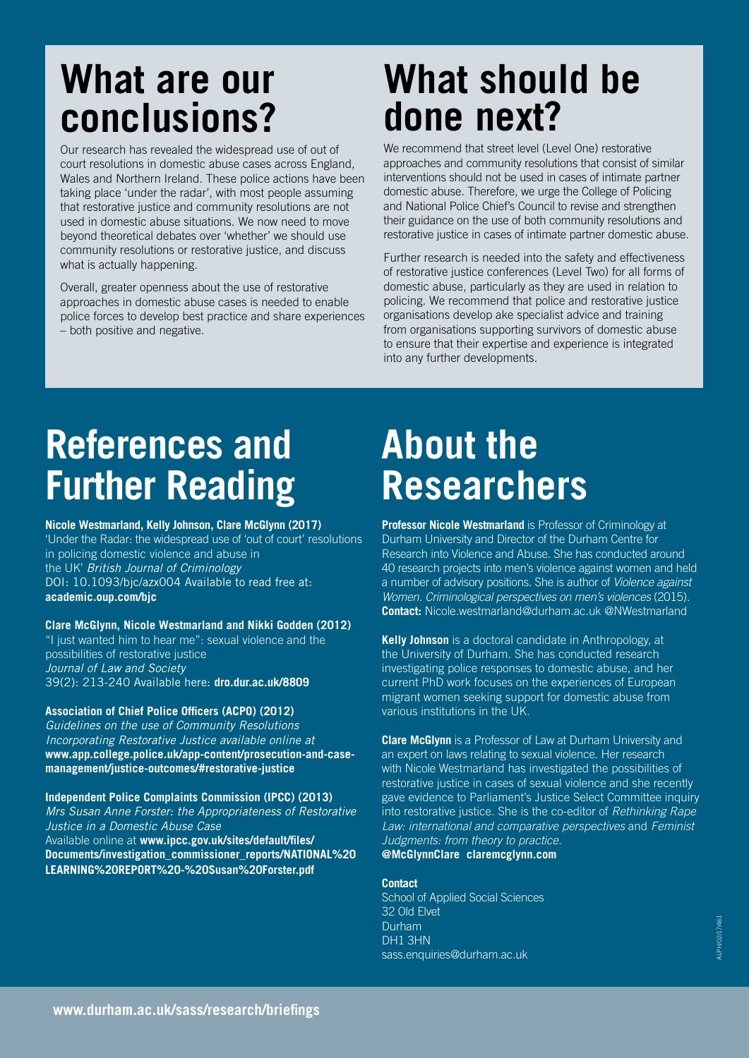# What are our conclusions?

Our research has revealed the widespread use of out of court resolutions in domestic abuse cases across England, Wales and Northern Ireland. These police actions have been taking place 'under the radar', with most people assuming that restorative justice and community resolutions are not used in domestic abuse situations. We now need to move beyond theoretical debates over 'whether' we should use community resolutions or restorative justice, and discuss what is actually happening.

Overall, greater openness about the use of restorative approaches in domestic abuse cases is needed to enable police forces to develop best practice and share experiences – both positive and negative.

# What should be done next?

We recommend that street level (Level One) restorative approaches and community resolutions that consist of similar interventions should not be used in cases of intimate partner domestic abuse. Therefore, we urge the College of Policing and National Police Chief's Council to revise and strengthen their guidance on the use of both community resolutions and restorative justice in cases of intimate partner domestic abuse.

Further research is needed into the safety and effectiveness of restorative justice conferences (Level Two) for all forms of domestic abuse, particularly as they are used in relation to policing. We recommend that police and restorative justice organisations develop ake specialist advice and training from organisations supporting survivors of domestic abuse to ensure that their expertise and experience is integrated into any further developments.

# References and Further Reading

**Nicole Westmarland, Kelly Johnson, Clare McGlynn (2017)**
'Under the Radar: the widespread use of 'out of court' resolutions in policing domestic violence and abuse in the UK' *British Journal of Criminology*
DOI: 10.1093/bjc/azx004 Available to read free at: **academic.oup.com/bjc**

**Clare McGlynn, Nicole Westmarland and Nikki Godden (2012)**
"I just wanted him to hear me": sexual violence and the possibilities of restorative justice
*Journal of Law and Society*
39(2): 213-240 Available here: **dro.dur.ac.uk/8809**

**Association of Chief Police Officers (ACPO) (2012)**
*Guidelines on the use of Community Resolutions Incorporating Restorative Justice available online at*
**www.app.college.police.uk/app-content/prosecution-and-case-management/justice-outcomes/#restorative-justice**

**Independent Police Complaints Commission (IPCC) (2013)**
*Mrs Susan Anne Forster: the Appropriateness of Restorative Justice in a Domestic Abuse Case*
Available online at **www.ipcc.gov.uk/sites/default/files/Documents/investigation_commissioner_reports/NATIONAL%20LEARNING%20REPORT%20-%20Susan%20Forster.pdf**

# About the Researchers

**Professor Nicole Westmarland** is Professor of Criminology at Durham University and Director of the Durham Centre for Research into Violence and Abuse. She has conducted around 40 research projects into men's violence against women and held a number of advisory positions. She is author of *Violence against Women. Criminological perspectives on men's violences* (2015).
**Contact:** Nicole.westmarland@durham.ac.uk @NWestmarland

**Kelly Johnson** is a doctoral candidate in Anthropology, at the University of Durham. She has conducted research investigating police responses to domestic abuse, and her current PhD work focuses on the experiences of European migrant women seeking support for domestic abuse from various institutions in the UK.

**Clare McGlynn** is a Professor of Law at Durham University and an expert on laws relating to sexual violence. Her research with Nicole Westmarland has investigated the possibilities of restorative justice in cases of sexual violence and she recently gave evidence to Parliament's Justice Select Committee inquiry into restorative justice. She is the co-editor of *Rethinking Rape Law: international and comparative perspectives* and *Feminist Judgments: from theory to practice.*
**@McGlynnClare claremcglynn.com**

**Contact**
School of Applied Social Sciences
32 Old Elvet
Durham
DH1 3HN
sass.enquiries@durham.ac.uk

**www.durham.ac.uk/sass/research/briefings**